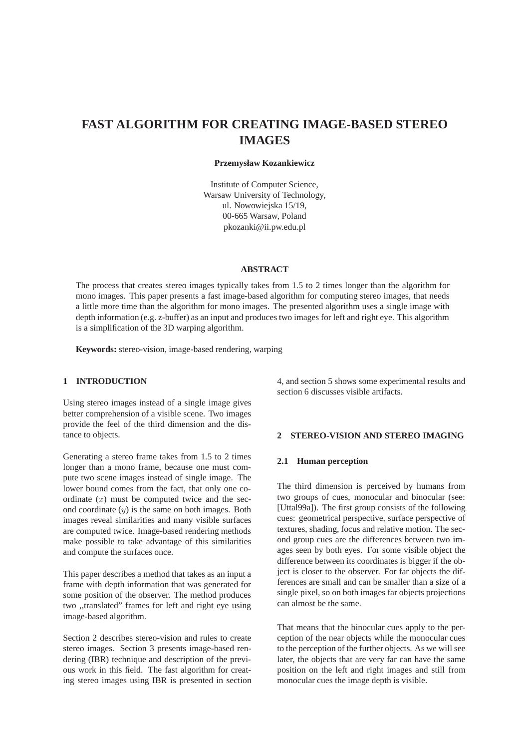# FAST ALGORITHM FOR CREATING IMAGE-BASED STEREO IMAGES

**Przemysław Kozankiewicz**

Institute of Computer Science,
Warsaw University of Technology,
ul. Nowowiejska 15/19,
00-665 Warsaw, Poland
pkozanki@ii.pw.edu.pl

## ABSTRACT

The process that creates stereo images typically takes from 1.5 to 2 times longer than the algorithm for mono images. This paper presents a fast image-based algorithm for computing stereo images, that needs a little more time than the algorithm for mono images. The presented algorithm uses a single image with depth information (e.g. z-buffer) as an input and produces two images for left and right eye. This algorithm is a simplification of the 3D warping algorithm.

**Keywords:** stereo-vision, image-based rendering, warping

## 1 INTRODUCTION

Using stereo images instead of a single image gives better comprehension of a visible scene. Two images provide the feel of the third dimension and the distance to objects.

Generating a stereo frame takes from 1.5 to 2 times longer than a mono frame, because one must compute two scene images instead of single image. The lower bound comes from the fact, that only one coordinate ($x$) must be computed twice and the second coordinate ($y$) is the same on both images. Both images reveal similarities and many visible surfaces are computed twice. Image-based rendering methods make possible to take advantage of this similarities and compute the surfaces once.

This paper describes a method that takes as an input a frame with depth information that was generated for some position of the observer. The method produces two ,,translated" frames for left and right eye using image-based algorithm.

Section 2 describes stereo-vision and rules to create stereo images. Section 3 presents image-based rendering (IBR) technique and description of the previous work in this field. The fast algorithm for creating stereo images using IBR is presented in section 4, and section 5 shows some experimental results and section 6 discusses visible artifacts.

## 2 STEREO-VISION AND STEREO IMAGING

### 2.1 Human perception

The third dimension is perceived by humans from two groups of cues, monocular and binocular (see: [Uttal99a]). The first group consists of the following cues: geometrical perspective, surface perspective of textures, shading, focus and relative motion. The second group cues are the differences between two images seen by both eyes. For some visible object the difference between its coordinates is bigger if the object is closer to the observer. For far objects the differences are small and can be smaller than a size of a single pixel, so on both images far objects projections can almost be the same.

That means that the binocular cues apply to the perception of the near objects while the monocular cues to the perception of the further objects. As we will see later, the objects that are very far can have the same position on the left and right images and still from monocular cues the image depth is visible.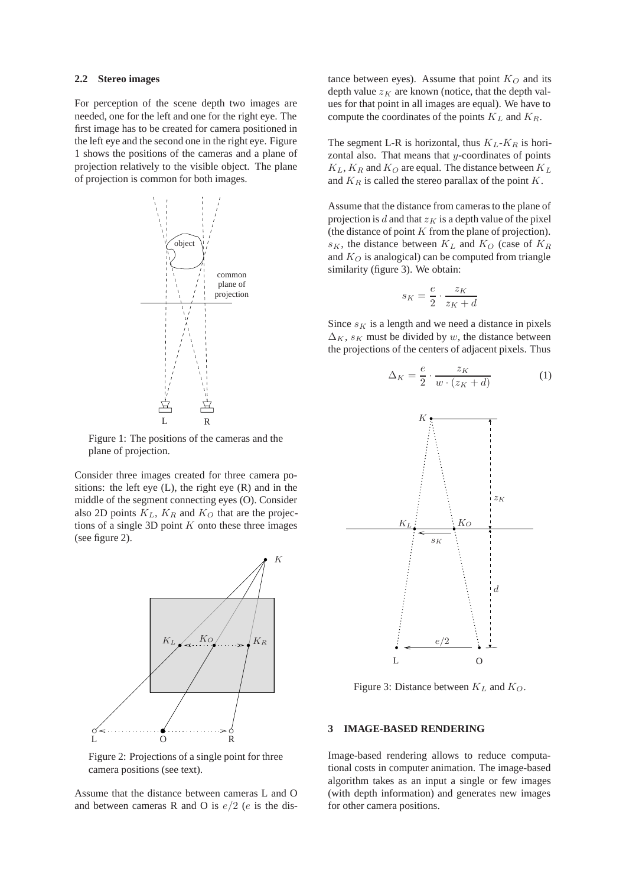### 2.2 Stereo images

For perception of the scene depth two images are needed, one for the left and one for the right eye. The first image has to be created for camera positioned in the left eye and the second one in the right eye. Figure 1 shows the positions of the cameras and a plane of projection relatively to the visible object. The plane of projection is common for both images.

Figure 1: The positions of the cameras and the plane of projection.

Consider three images created for three camera positions: the left eye (L), the right eye (R) and in the middle of the segment connecting eyes (O). Consider also 2D points $K_L$, $K_R$ and $K_O$ that are the projections of a single 3D point $K$ onto these three images (see figure 2).

Figure 2: Projections of a single point for three camera positions (see text).

Assume that the distance between cameras L and O and between cameras R and O is $e/2$ ($e$ is the distance between eyes). Assume that point $K_O$ and its depth value $z_K$ are known (notice, that the depth values for that point in all images are equal). We have to compute the coordinates of the points $K_L$ and $K_R$.

The segment L-R is horizontal, thus $K_L$-$K_R$ is horizontal also. That means that $y$-coordinates of points $K_L$, $K_R$ and $K_O$ are equal. The distance between $K_L$ and $K_R$ is called the stereo parallax of the point $K$.

Assume that the distance from cameras to the plane of projection is $d$ and that $z_K$ is a depth value of the pixel (the distance of point $K$ from the plane of projection). $s_K$, the distance between $K_L$ and $K_O$ (case of $K_R$ and $K_O$ is analogical) can be computed from triangle similarity (figure 3). We obtain:

$$s_K = \frac{e}{2} \cdot \frac{z_K}{z_K + d}$$

Since $s_K$ is a length and we need a distance in pixels $\Delta_K$, $s_K$ must be divided by $w$, the distance between the projections of the centers of adjacent pixels. Thus

$$\Delta_K = \frac{e}{2} \cdot \frac{z_K}{w \cdot (z_K + d)} \tag{1}$$

Figure 3: Distance between $K_L$ and $K_O$.

## 3 IMAGE-BASED RENDERING

Image-based rendering allows to reduce computational costs in computer animation. The image-based algorithm takes as an input a single or few images (with depth information) and generates new images for other camera positions.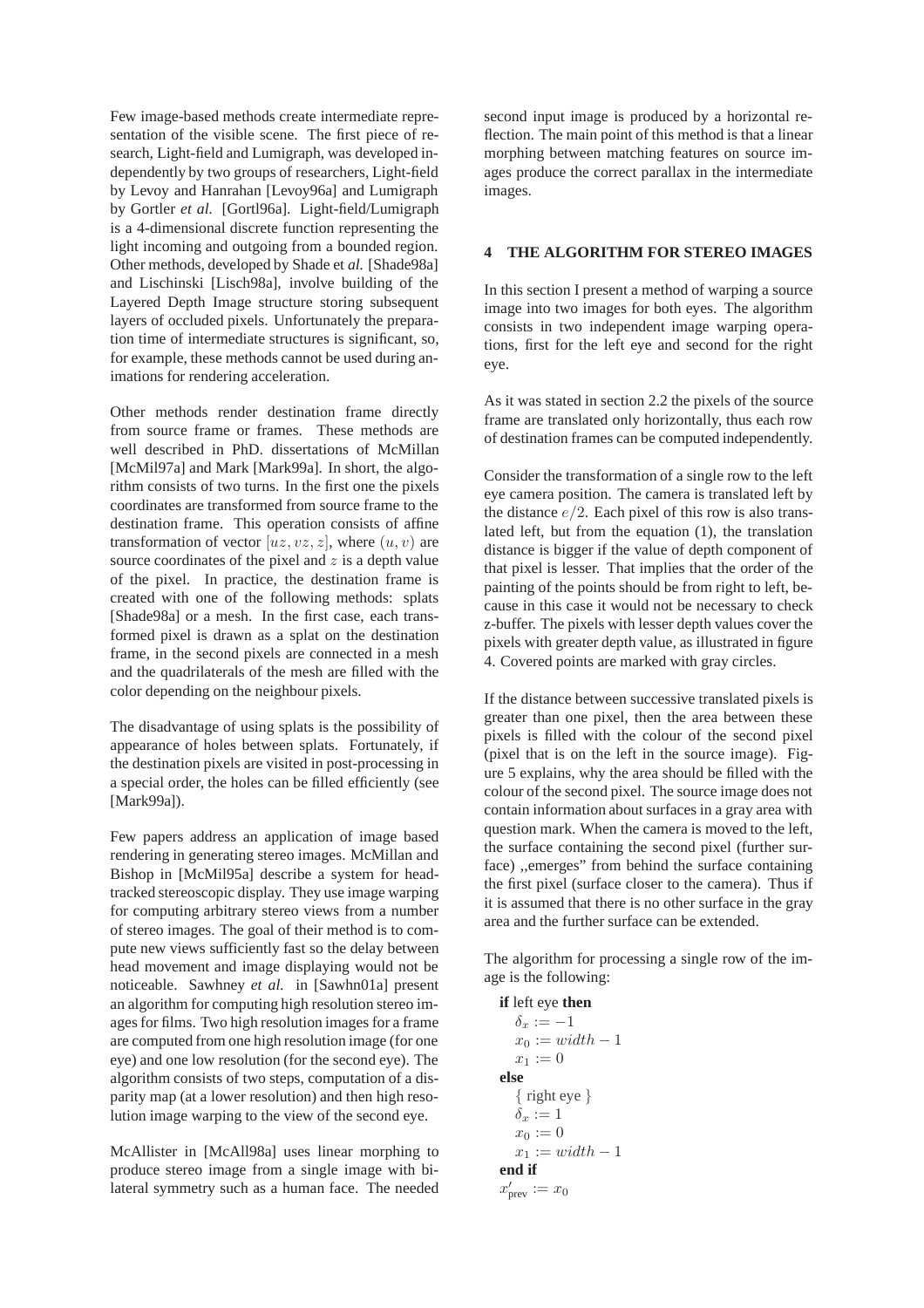Few image-based methods create intermediate representation of the visible scene. The first piece of research, Light-field and Lumigraph, was developed independently by two groups of researchers, Light-field by Levoy and Hanrahan [Levoy96a] and Lumigraph by Gortler *et al.* [Gortl96a]. Light-field/Lumigraph is a 4-dimensional discrete function representing the light incoming and outgoing from a bounded region. Other methods, developed by Shade et *al.* [Shade98a] and Lischinski [Lisch98a], involve building of the Layered Depth Image structure storing subsequent layers of occluded pixels. Unfortunately the preparation time of intermediate structures is significant, so, for example, these methods cannot be used during animations for rendering acceleration.

Other methods render destination frame directly from source frame or frames. These methods are well described in PhD. dissertations of McMillan [McMil97a] and Mark [Mark99a]. In short, the algorithm consists of two turns. In the first one the pixels coordinates are transformed from source frame to the destination frame. This operation consists of affine transformation of vector $[uz, vz, z]$, where $(u, v)$ are source coordinates of the pixel and $z$ is a depth value of the pixel. In practice, the destination frame is created with one of the following methods: splats [Shade98a] or a mesh. In the first case, each transformed pixel is drawn as a splat on the destination frame, in the second pixels are connected in a mesh and the quadrilaterals of the mesh are filled with the color depending on the neighbour pixels.

The disadvantage of using splats is the possibility of appearance of holes between splats. Fortunately, if the destination pixels are visited in post-processing in a special order, the holes can be filled efficiently (see [Mark99a]).

Few papers address an application of image based rendering in generating stereo images. McMillan and Bishop in [McMil95a] describe a system for head-tracked stereoscopic display. They use image warping for computing arbitrary stereo views from a number of stereo images. The goal of their method is to compute new views sufficiently fast so the delay between head movement and image displaying would not be noticeable. Sawhney *et al.* in [Sawhn01a] present an algorithm for computing high resolution stereo images for films. Two high resolution images for a frame are computed from one high resolution image (for one eye) and one low resolution (for the second eye). The algorithm consists of two steps, computation of a disparity map (at a lower resolution) and then high resolution image warping to the view of the second eye.

McAllister in [McAll98a] uses linear morphing to produce stereo image from a single image with bilateral symmetry such as a human face. The needed second input image is produced by a horizontal reflection. The main point of this method is that a linear morphing between matching features on source images produce the correct parallax in the intermediate images.

## 4 THE ALGORITHM FOR STEREO IMAGES

In this section I present a method of warping a source image into two images for both eyes. The algorithm consists in two independent image warping operations, first for the left eye and second for the right eye.

As it was stated in section 2.2 the pixels of the source frame are translated only horizontally, thus each row of destination frames can be computed independently.

Consider the transformation of a single row to the left eye camera position. The camera is translated left by the distance $e/2$. Each pixel of this row is also translated left, but from the equation (1), the translation distance is bigger if the value of depth component of that pixel is lesser. That implies that the order of the painting of the points should be from right to left, because in this case it would not be necessary to check z-buffer. The pixels with lesser depth values cover the pixels with greater depth value, as illustrated in figure 4. Covered points are marked with gray circles.

If the distance between successive translated pixels is greater than one pixel, then the area between these pixels is filled with the colour of the second pixel (pixel that is on the left in the source image). Figure 5 explains, why the area should be filled with the colour of the second pixel. The source image does not contain information about surfaces in a gray area with question mark. When the camera is moved to the left, the surface containing the second pixel (further surface) ,,emerges" from behind the surface containing the first pixel (surface closer to the camera). Thus if it is assumed that there is no other surface in the gray area and the further surface can be extended.

The algorithm for processing a single row of the image is the following:

**if** left eye **then**
  $\delta_x := -1$
  $x_0 := width - 1$
  $x_1 := 0$
**else**
  { right eye }
  $\delta_x := 1$
  $x_0 := 0$
  $x_1 := width - 1$
**end if**
$x'_{\text{prev}} := x_0$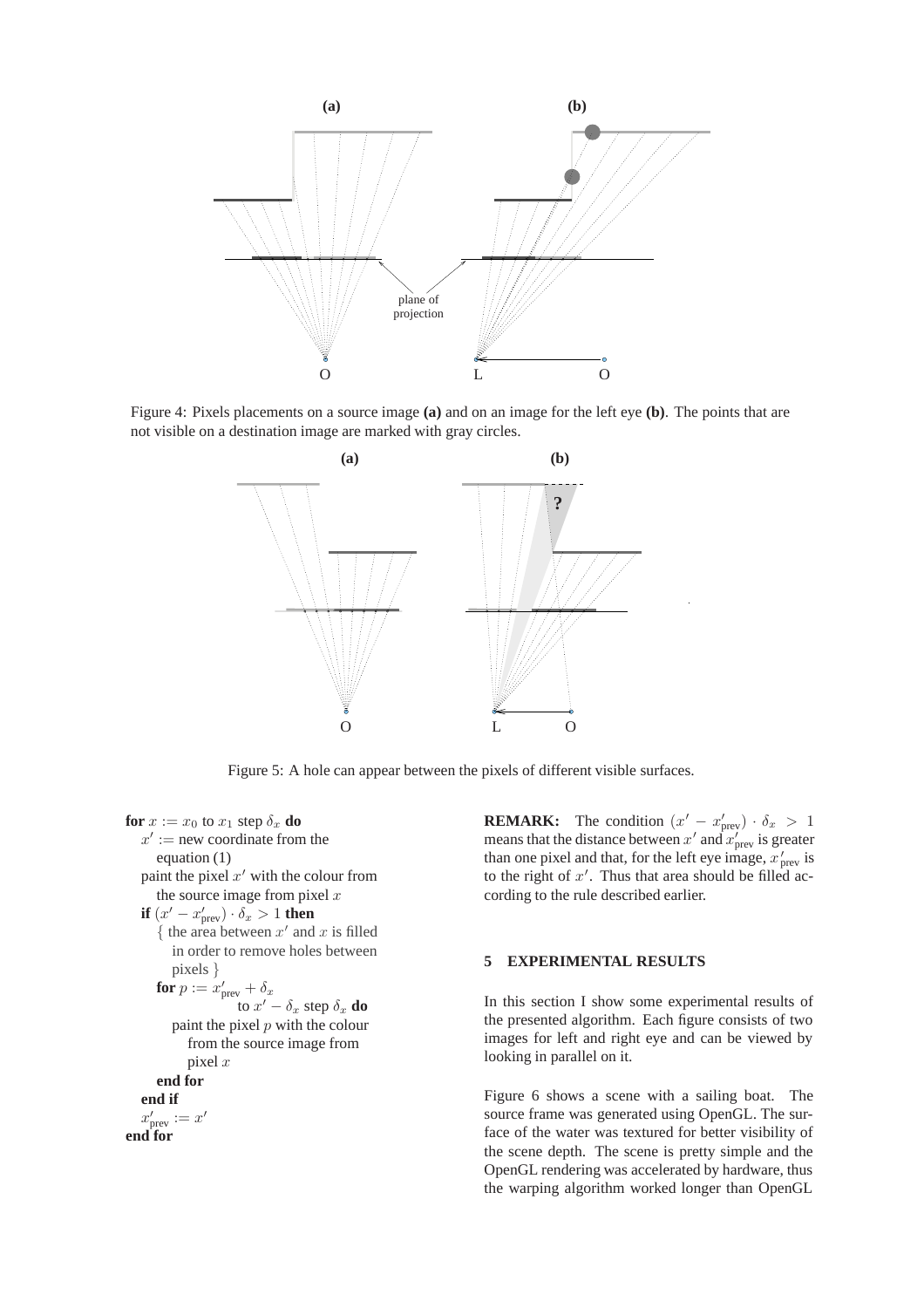Figure 4: Pixels placements on a source image **(a)** and on an image for the left eye **(b)**. The points that are not visible on a destination image are marked with gray circles.

Figure 5: A hole can appear between the pixels of different visible surfaces.

**for** $x := x_0$ to $x_1$ step $\delta_x$ **do**
  $x' :=$ new coordinate from the equation (1)
  paint the pixel $x'$ with the colour from the source image from pixel $x$
  **if** $(x' - x'_{\text{prev}}) \cdot \delta_x > 1$ **then**
    { the area between $x'$ and $x$ is filled in order to remove holes between pixels }
    **for** $p := x'_{\text{prev}} + \delta_x$ to $x' - \delta_x$ step $\delta_x$ **do**
      paint the pixel $p$ with the colour from the source image from pixel $x$
    **end for**
  **end if**
  $x'_{\text{prev}} := x'$
**end for**

**REMARK:** The condition $(x' - x'_{\text{prev}}) \cdot \delta_x > 1$ means that the distance between $x'$ and $x'_{\text{prev}}$ is greater than one pixel and that, for the left eye image, $x'_{\text{prev}}$ is to the right of $x'$. Thus that area should be filled according to the rule described earlier.

## 5 EXPERIMENTAL RESULTS

In this section I show some experimental results of the presented algorithm. Each figure consists of two images for left and right eye and can be viewed by looking in parallel on it.

Figure 6 shows a scene with a sailing boat. The source frame was generated using OpenGL. The surface of the water was textured for better visibility of the scene depth. The scene is pretty simple and the OpenGL rendering was accelerated by hardware, thus the warping algorithm worked longer than OpenGL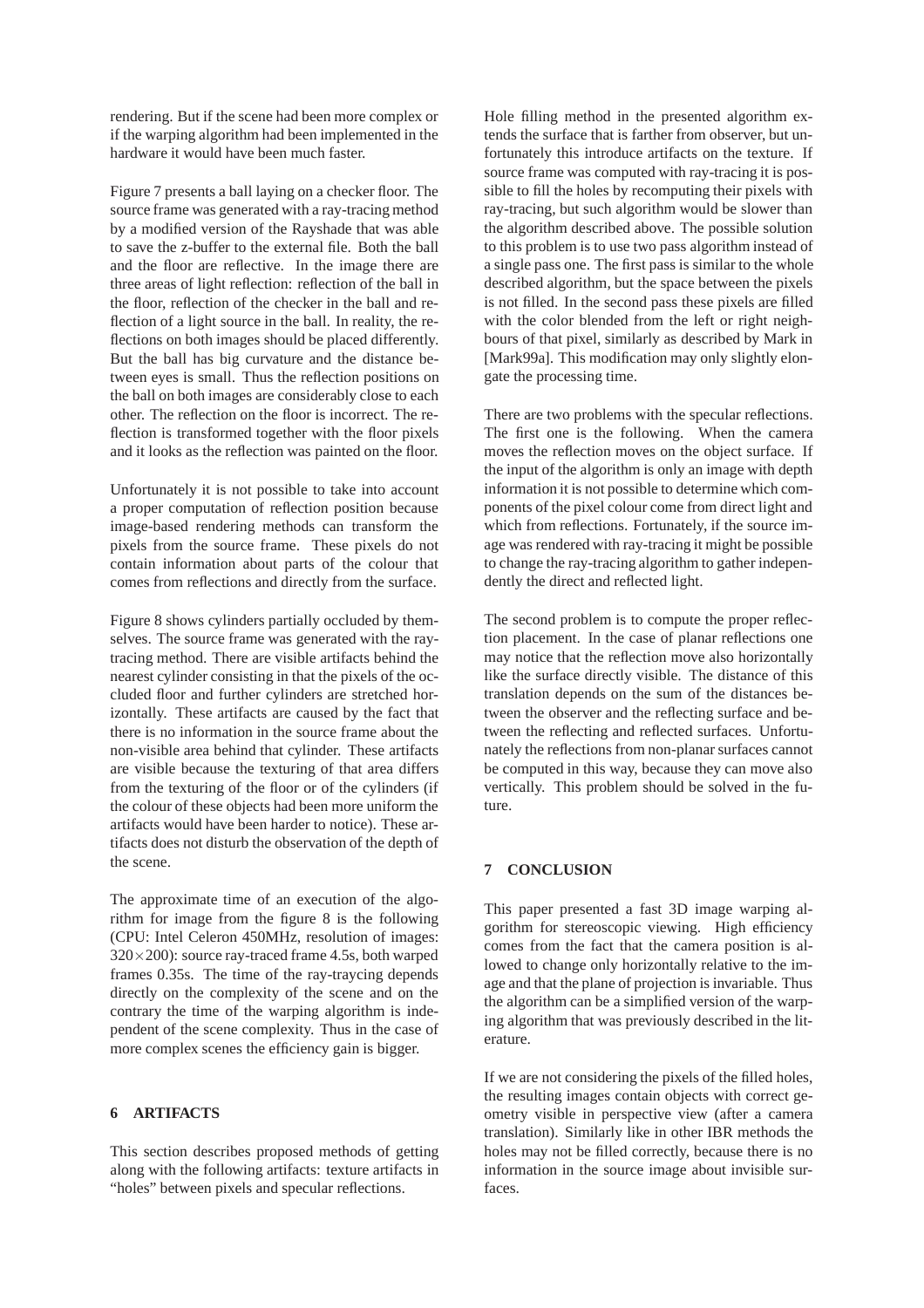rendering. But if the scene had been more complex or if the warping algorithm had been implemented in the hardware it would have been much faster.

Figure 7 presents a ball laying on a checker floor. The source frame was generated with a ray-tracing method by a modified version of the Rayshade that was able to save the z-buffer to the external file. Both the ball and the floor are reflective. In the image there are three areas of light reflection: reflection of the ball in the floor, reflection of the checker in the ball and reflection of a light source in the ball. In reality, the reflections on both images should be placed differently. But the ball has big curvature and the distance between eyes is small. Thus the reflection positions on the ball on both images are considerably close to each other. The reflection on the floor is incorrect. The reflection is transformed together with the floor pixels and it looks as the reflection was painted on the floor.

Unfortunately it is not possible to take into account a proper computation of reflection position because image-based rendering methods can transform the pixels from the source frame. These pixels do not contain information about parts of the colour that comes from reflections and directly from the surface.

Figure 8 shows cylinders partially occluded by themselves. The source frame was generated with the ray-tracing method. There are visible artifacts behind the nearest cylinder consisting in that the pixels of the occluded floor and further cylinders are stretched horizontally. These artifacts are caused by the fact that there is no information in the source frame about the non-visible area behind that cylinder. These artifacts are visible because the texturing of that area differs from the texturing of the floor or of the cylinders (if the colour of these objects had been more uniform the artifacts would have been harder to notice). These artifacts does not disturb the observation of the depth of the scene.

The approximate time of an execution of the algorithm for image from the figure 8 is the following (CPU: Intel Celeron 450MHz, resolution of images: $320 \times 200$): source ray-traced frame 4.5s, both warped frames 0.35s. The time of the ray-traycing depends directly on the complexity of the scene and on the contrary the time of the warping algorithm is independent of the scene complexity. Thus in the case of more complex scenes the efficiency gain is bigger.

## 6 ARTIFACTS

This section describes proposed methods of getting along with the following artifacts: texture artifacts in "holes" between pixels and specular reflections.

Hole filling method in the presented algorithm extends the surface that is farther from observer, but unfortunately this introduce artifacts on the texture. If source frame was computed with ray-tracing it is possible to fill the holes by recomputing their pixels with ray-tracing, but such algorithm would be slower than the algorithm described above. The possible solution to this problem is to use two pass algorithm instead of a single pass one. The first pass is similar to the whole described algorithm, but the space between the pixels is not filled. In the second pass these pixels are filled with the color blended from the left or right neighbours of that pixel, similarly as described by Mark in [Mark99a]. This modification may only slightly elongate the processing time.

There are two problems with the specular reflections. The first one is the following. When the camera moves the reflection moves on the object surface. If the input of the algorithm is only an image with depth information it is not possible to determine which components of the pixel colour come from direct light and which from reflections. Fortunately, if the source image was rendered with ray-tracing it might be possible to change the ray-tracing algorithm to gather independently the direct and reflected light.

The second problem is to compute the proper reflection placement. In the case of planar reflections one may notice that the reflection move also horizontally like the surface directly visible. The distance of this translation depends on the sum of the distances between the observer and the reflecting surface and between the reflecting and reflected surfaces. Unfortunately the reflections from non-planar surfaces cannot be computed in this way, because they can move also vertically. This problem should be solved in the future.

## 7 CONCLUSION

This paper presented a fast 3D image warping algorithm for stereoscopic viewing. High efficiency comes from the fact that the camera position is allowed to change only horizontally relative to the image and that the plane of projection is invariable. Thus the algorithm can be a simplified version of the warping algorithm that was previously described in the literature.

If we are not considering the pixels of the filled holes, the resulting images contain objects with correct geometry visible in perspective view (after a camera translation). Similarly like in other IBR methods the holes may not be filled correctly, because there is no information in the source image about invisible surfaces.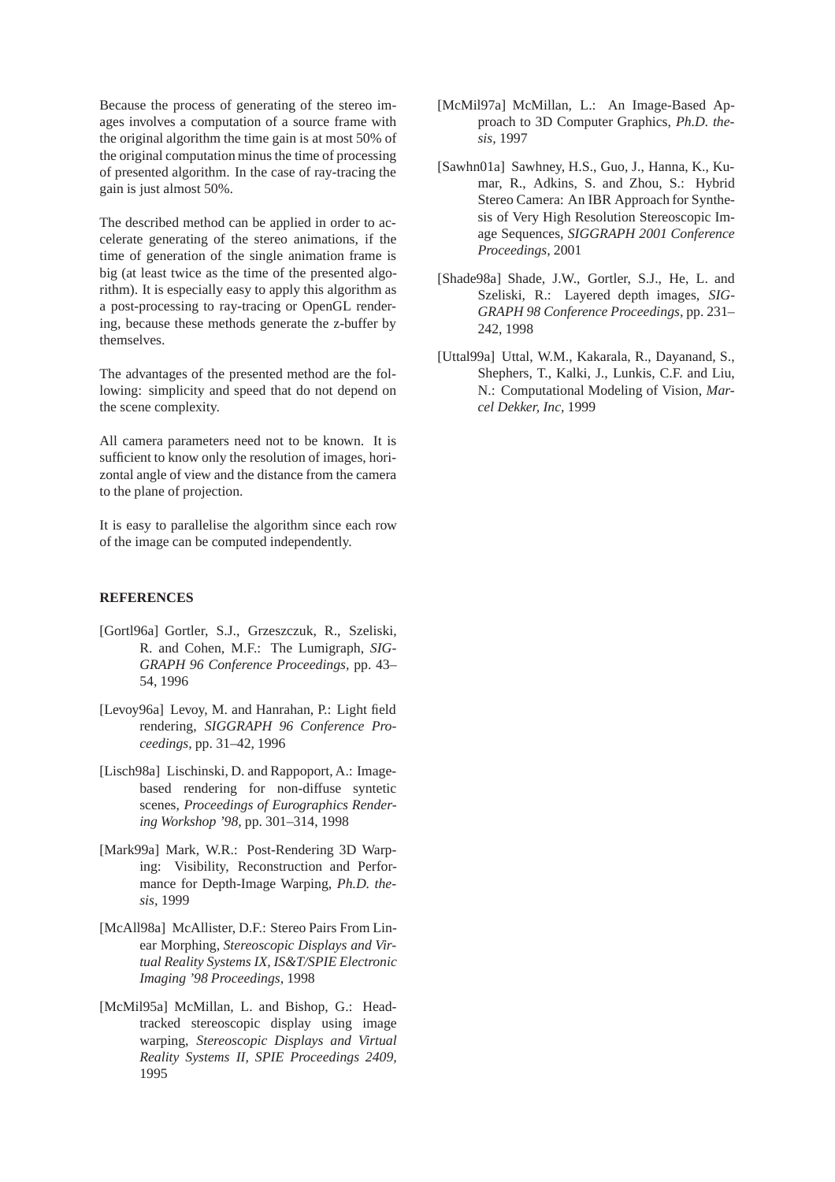Because the process of generating of the stereo images involves a computation of a source frame with the original algorithm the time gain is at most 50% of the original computation minus the time of processing of presented algorithm. In the case of ray-tracing the gain is just almost 50%.

The described method can be applied in order to accelerate generating of the stereo animations, if the time of generation of the single animation frame is big (at least twice as the time of the presented algorithm). It is especially easy to apply this algorithm as a post-processing to ray-tracing or OpenGL rendering, because these methods generate the z-buffer by themselves.

The advantages of the presented method are the following: simplicity and speed that do not depend on the scene complexity.

All camera parameters need not to be known. It is sufficient to know only the resolution of images, horizontal angle of view and the distance from the camera to the plane of projection.

It is easy to parallelise the algorithm since each row of the image can be computed independently.

## REFERENCES

[Gortl96a] Gortler, S.J., Grzeszczuk, R., Szeliski, R. and Cohen, M.F.: The Lumigraph, *SIGGRAPH 96 Conference Proceedings,* pp. 43–54, 1996

[Levoy96a] Levoy, M. and Hanrahan, P.: Light field rendering, *SIGGRAPH 96 Conference Proceedings,* pp. 31–42, 1996

[Lisch98a] Lischinski, D. and Rappoport, A.: Image-based rendering for non-diffuse syntetic scenes, *Proceedings of Eurographics Rendering Workshop '98,* pp. 301–314, 1998

[Mark99a] Mark, W.R.: Post-Rendering 3D Warping: Visibility, Reconstruction and Performance for Depth-Image Warping, *Ph.D. thesis,* 1999

[McAll98a] McAllister, D.F.: Stereo Pairs From Linear Morphing, *Stereoscopic Displays and Virtual Reality Systems IX, IS&T/SPIE Electronic Imaging '98 Proceedings,* 1998

[McMil95a] McMillan, L. and Bishop, G.: Head-tracked stereoscopic display using image warping, *Stereoscopic Displays and Virtual Reality Systems II, SPIE Proceedings 2409,* 1995

[McMil97a] McMillan, L.: An Image-Based Approach to 3D Computer Graphics, *Ph.D. thesis,* 1997

[Sawhn01a] Sawhney, H.S., Guo, J., Hanna, K., Kumar, R., Adkins, S. and Zhou, S.: Hybrid Stereo Camera: An IBR Approach for Synthesis of Very High Resolution Stereoscopic Image Sequences, *SIGGRAPH 2001 Conference Proceedings,* 2001

[Shade98a] Shade, J.W., Gortler, S.J., He, L. and Szeliski, R.: Layered depth images, *SIGGRAPH 98 Conference Proceedings,* pp. 231–242, 1998

[Uttal99a] Uttal, W.M., Kakarala, R., Dayanand, S., Shephers, T., Kalki, J., Lunkis, C.F. and Liu, N.: Computational Modeling of Vision, *Marcel Dekker, Inc,* 1999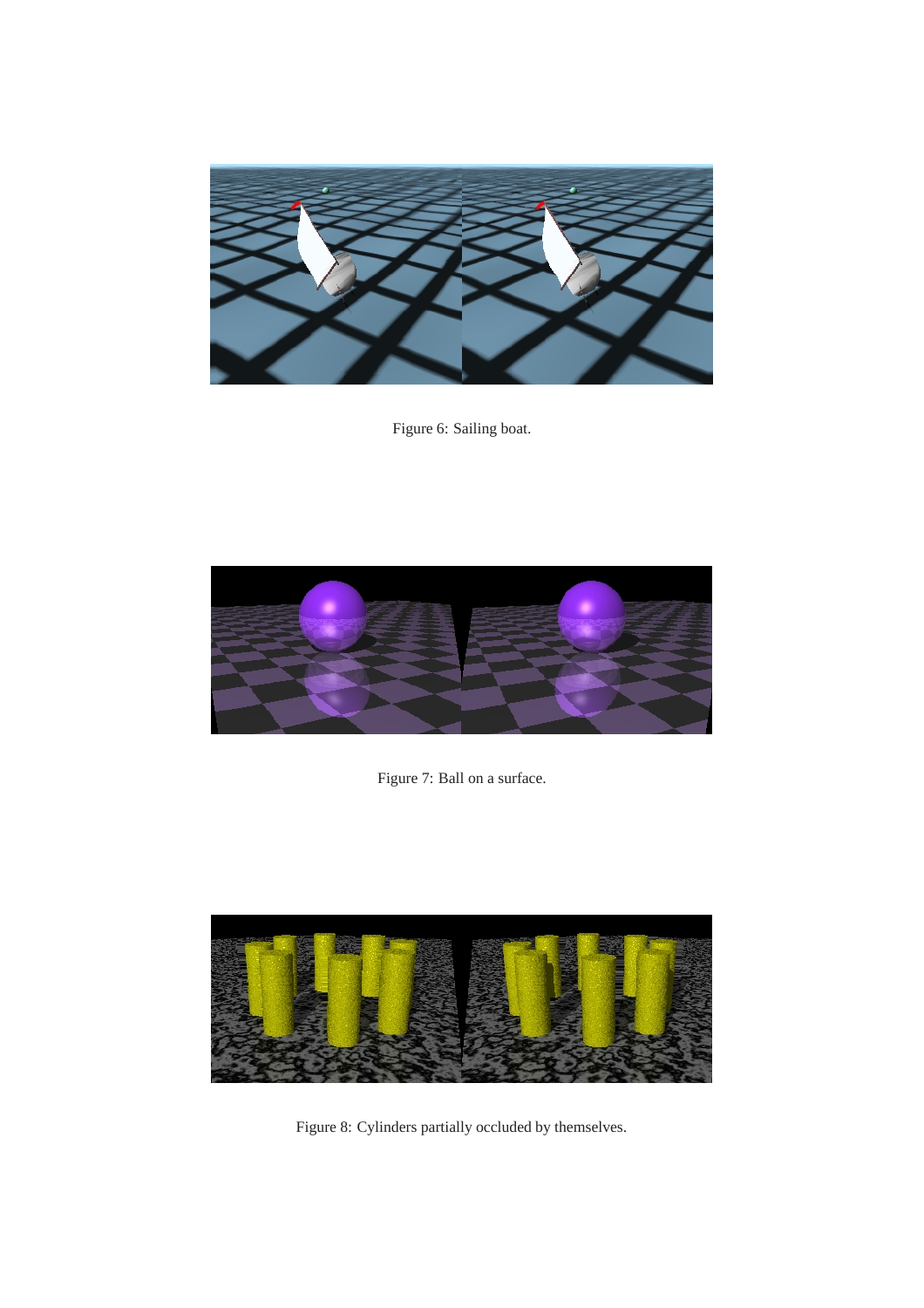Figure 6: Sailing boat.

Figure 7: Ball on a surface.

Figure 8: Cylinders partially occluded by themselves.